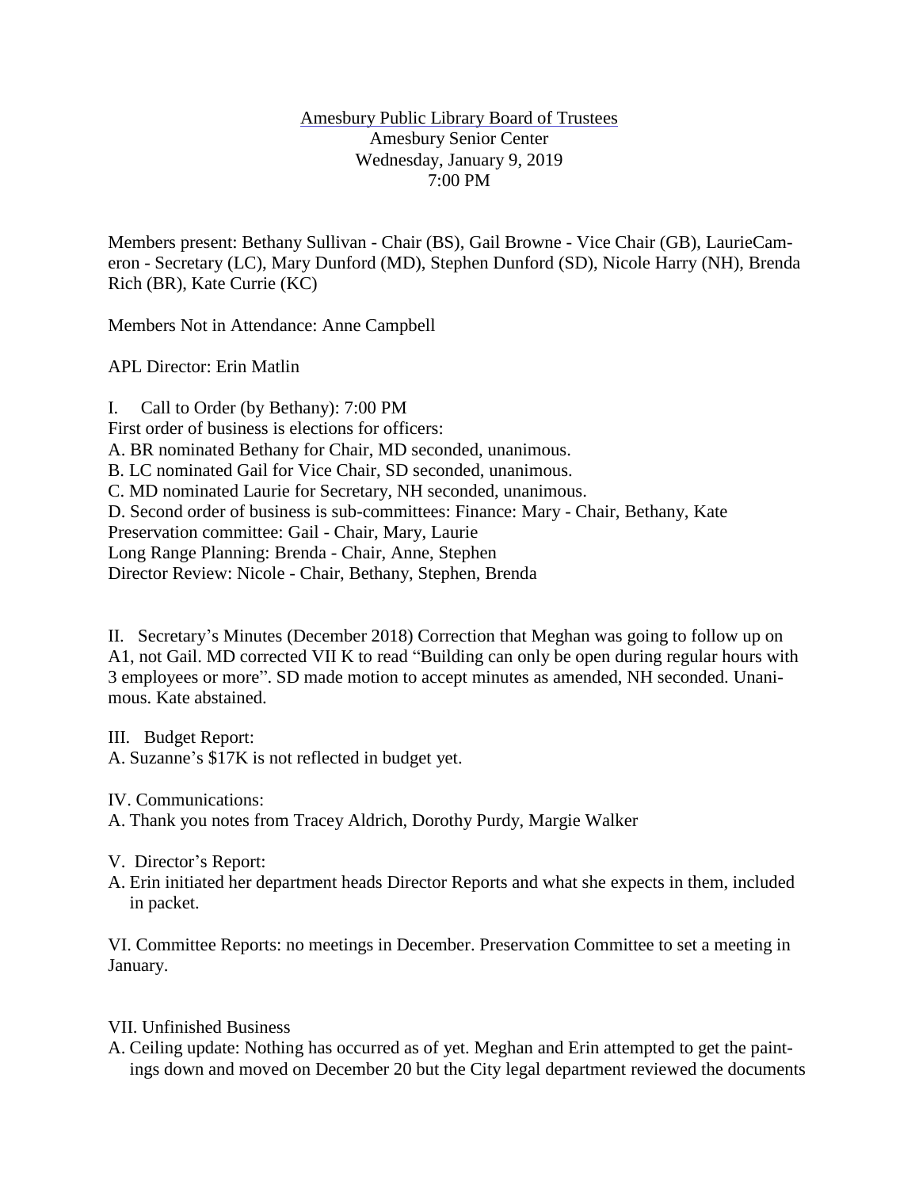Amesbury Public Library Board of Trustees
Amesbury Senior Center
Wednesday, January 9, 2019
7:00 PM

Members present: Bethany Sullivan - Chair (BS), Gail Browne - Vice Chair (GB), LaurieCameron - Secretary (LC), Mary Dunford (MD), Stephen Dunford (SD), Nicole Harry (NH), Brenda Rich (BR), Kate Currie (KC)

Members Not in Attendance: Anne Campbell

APL Director: Erin Matlin

I. Call to Order (by Bethany): 7:00 PM
First order of business is elections for officers:
A. BR nominated Bethany for Chair, MD seconded, unanimous.
B. LC nominated Gail for Vice Chair, SD seconded, unanimous.
C. MD nominated Laurie for Secretary, NH seconded, unanimous.
D. Second order of business is sub-committees: Finance: Mary - Chair, Bethany, Kate
Preservation committee: Gail - Chair, Mary, Laurie
Long Range Planning: Brenda - Chair, Anne, Stephen
Director Review: Nicole - Chair, Bethany, Stephen, Brenda

II. Secretary's Minutes (December 2018) Correction that Meghan was going to follow up on A1, not Gail. MD corrected VII K to read "Building can only be open during regular hours with 3 employees or more". SD made motion to accept minutes as amended, NH seconded. Unanimous. Kate abstained.

III. Budget Report:
A. Suzanne's $17K is not reflected in budget yet.

IV. Communications:
A. Thank you notes from Tracey Aldrich, Dorothy Purdy, Margie Walker

V. Director's Report:
A. Erin initiated her department heads Director Reports and what she expects in them, included in packet.

VI. Committee Reports: no meetings in December. Preservation Committee to set a meeting in January.

VII. Unfinished Business
A. Ceiling update: Nothing has occurred as of yet. Meghan and Erin attempted to get the paintings down and moved on December 20 but the City legal department reviewed the documents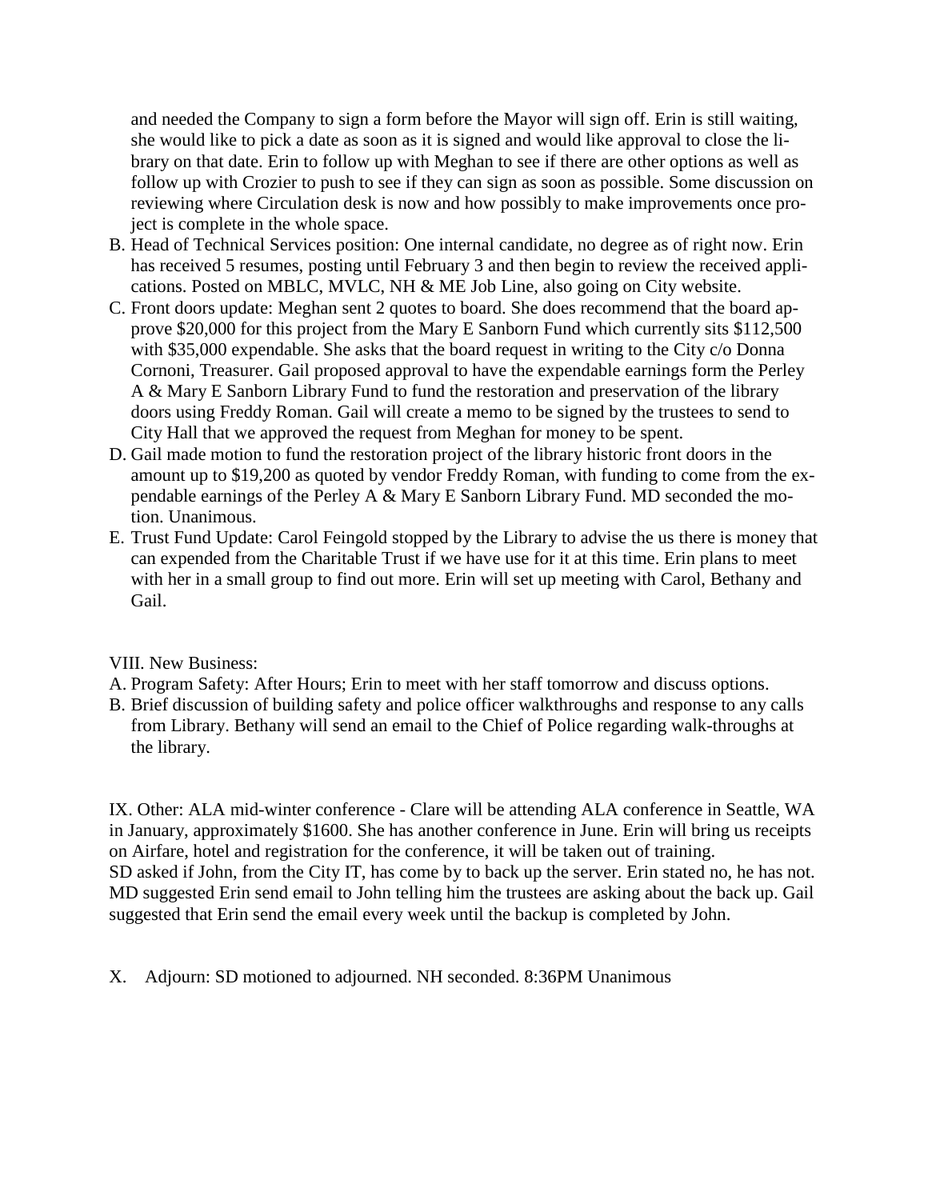and needed the Company to sign a form before the Mayor will sign off. Erin is still waiting, she would like to pick a date as soon as it is signed and would like approval to close the library on that date. Erin to follow up with Meghan to see if there are other options as well as follow up with Crozier to push to see if they can sign as soon as possible. Some discussion on reviewing where Circulation desk is now and how possibly to make improvements once project is complete in the whole space.

B. Head of Technical Services position: One internal candidate, no degree as of right now. Erin has received 5 resumes, posting until February 3 and then begin to review the received applications. Posted on MBLC, MVLC, NH & ME Job Line, also going on City website.

C. Front doors update: Meghan sent 2 quotes to board. She does recommend that the board approve $20,000 for this project from the Mary E Sanborn Fund which currently sits $112,500 with $35,000 expendable. She asks that the board request in writing to the City c/o Donna Cornoni, Treasurer. Gail proposed approval to have the expendable earnings form the Perley A & Mary E Sanborn Library Fund to fund the restoration and preservation of the library doors using Freddy Roman. Gail will create a memo to be signed by the trustees to send to City Hall that we approved the request from Meghan for money to be spent.

D. Gail made motion to fund the restoration project of the library historic front doors in the amount up to $19,200 as quoted by vendor Freddy Roman, with funding to come from the expendable earnings of the Perley A & Mary E Sanborn Library Fund. MD seconded the motion. Unanimous.

E. Trust Fund Update: Carol Feingold stopped by the Library to advise the us there is money that can expended from the Charitable Trust if we have use for it at this time. Erin plans to meet with her in a small group to find out more. Erin will set up meeting with Carol, Bethany and Gail.

VIII. New Business:

A. Program Safety: After Hours; Erin to meet with her staff tomorrow and discuss options.

B. Brief discussion of building safety and police officer walkthroughs and response to any calls from Library. Bethany will send an email to the Chief of Police regarding walk-throughs at the library.

IX. Other: ALA mid-winter conference - Clare will be attending ALA conference in Seattle, WA in January, approximately $1600. She has another conference in June. Erin will bring us receipts on Airfare, hotel and registration for the conference, it will be taken out of training.
SD asked if John, from the City IT, has come by to back up the server. Erin stated no, he has not. MD suggested Erin send email to John telling him the trustees are asking about the back up. Gail suggested that Erin send the email every week until the backup is completed by John.

X. Adjourn: SD motioned to adjourned. NH seconded. 8:36PM Unanimous